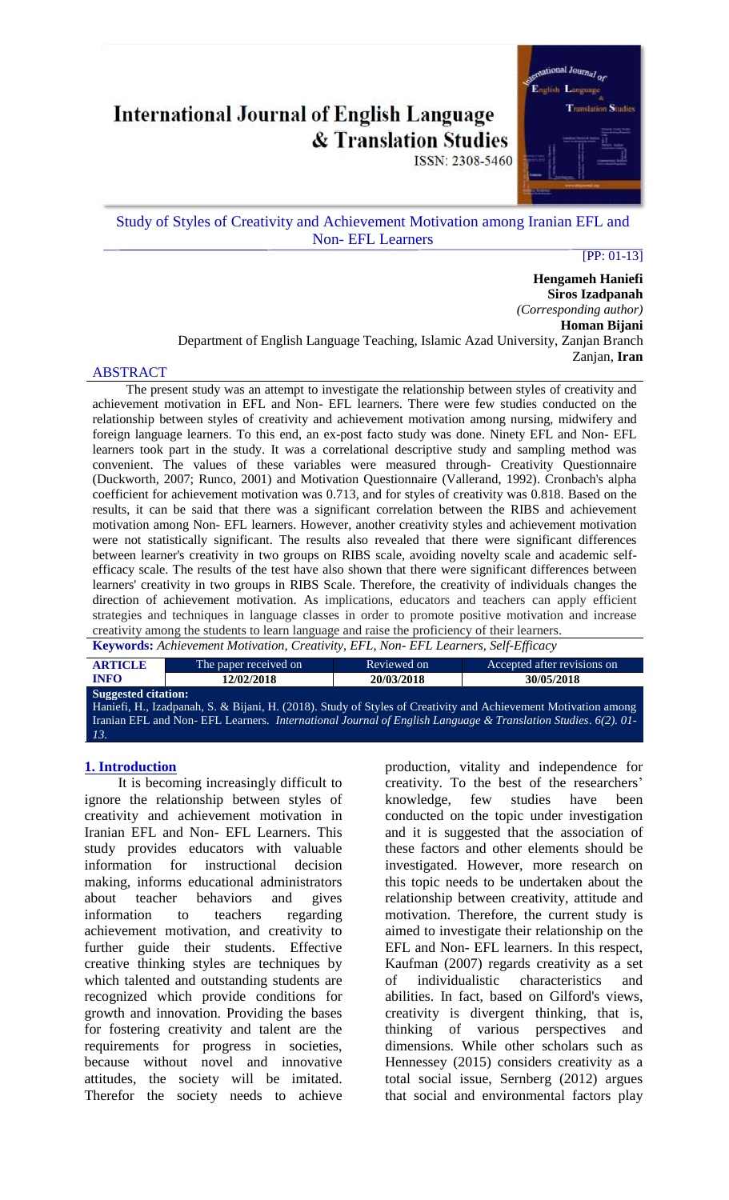# International Journal of English Language & Translation Studies

ISSN: 2308-5460

## Study of Styles of Creativity and Achievement Motivation among Iranian EFL and Non- EFL Learners

[PP: 01-13]

**Hengameh Haniefi**

**Siros Izadpanah**

*(Corresponding author)*

**Homan Bijani**

Department of English Language Teaching, Islamic Azad University, Zanjan Branch

Zanjan, **Iran**

### ABSTRACT

The present study was an attempt to investigate the relationship between styles of creativity and achievement motivation in EFL and Non- EFL learners. There were few studies conducted on the relationship between styles of creativity and achievement motivation among nursing, midwifery and foreign language learners. To this end, an ex-post facto study was done. Ninety EFL and Non- EFL learners took part in the study. It was a correlational descriptive study and sampling method was convenient. The values of these variables were measured through- Creativity Questionnaire (Duckworth, 2007; Runco, 2001) and Motivation Questionnaire (Vallerand, 1992). Cronbach's alpha coefficient for achievement motivation was 0.713, and for styles of creativity was 0.818. Based on the results, it can be said that there was a significant correlation between the RIBS and achievement motivation among Non- EFL learners. However, another creativity styles and achievement motivation were not statistically significant. The results also revealed that there were significant differences between learner's creativity in two groups on RIBS scale, avoiding novelty scale and academic self-efficacy scale. The results of the test have also shown that there were significant differences between learners' creativity in two groups in RIBS Scale. Therefore, the creativity of individuals changes the direction of achievement motivation. As implications, educators and teachers can apply efficient strategies and techniques in language classes in order to promote positive motivation and increase creativity among the students to learn language and raise the proficiency of their learners.

**Keywords:** *Achievement Motivation, Creativity, EFL, Non- EFL Learners, Self-Efficacy*

| ARTICLE INFO | The paper received on | Reviewed on | Accepted after revisions on |
|---|---|---|---|
| | 12/02/2018 | 20/03/2018 | 30/05/2018 |

**Suggested citation:**
Haniefi, H., Izadpanah, S. & Bijani, H. (2018). Study of Styles of Creativity and Achievement Motivation among Iranian EFL and Non- EFL Learners. *International Journal of English Language & Translation Studies. 6(2). 01-13.*

## 1. Introduction

It is becoming increasingly difficult to ignore the relationship between styles of creativity and achievement motivation in Iranian EFL and Non- EFL Learners. This study provides educators with valuable information for instructional decision making, informs educational administrators about teacher behaviors and gives information to teachers regarding achievement motivation, and creativity to further guide their students. Effective creative thinking styles are techniques by which talented and outstanding students are recognized which provide conditions for growth and innovation. Providing the bases for fostering creativity and talent are the requirements for progress in societies, because without novel and innovative attitudes, the society will be imitated. Therefor the society needs to achieve production, vitality and independence for creativity. To the best of the researchers' knowledge, few studies have been conducted on the topic under investigation and it is suggested that the association of these factors and other elements should be investigated. However, more research on this topic needs to be undertaken about the relationship between creativity, attitude and motivation. Therefore, the current study is aimed to investigate their relationship on the EFL and Non- EFL learners. In this respect, Kaufman (2007) regards creativity as a set of individualistic characteristics and abilities. In fact, based on Gilford's views, creativity is divergent thinking, that is, thinking of various perspectives and dimensions. While other scholars such as Hennessey (2015) considers creativity as a total social issue, Sernberg (2012) argues that social and environmental factors play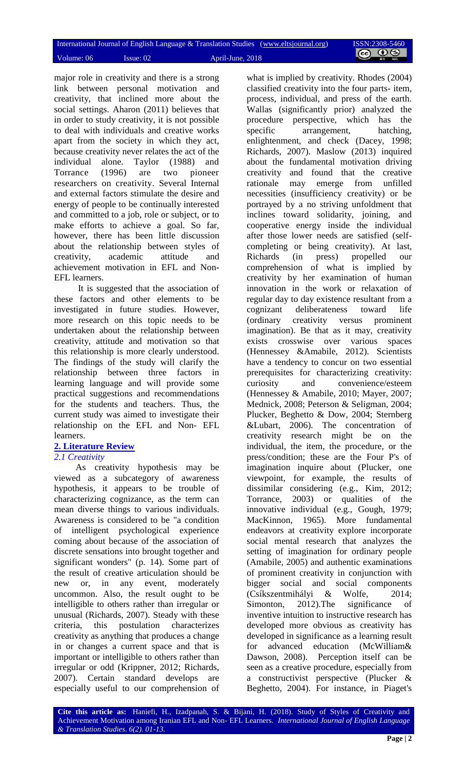major role in creativity and there is a strong link between personal motivation and creativity, that inclined more about the social settings. Aharon (2011) believes that in order to study creativity, it is not possible to deal with individuals and creative works apart from the society in which they act, because creativity never relates the act of the individual alone. Taylor (1988) and Torrance (1996) are two pioneer researchers on creativity. Several Internal and external factors stimulate the desire and energy of people to be continually interested and committed to a job, role or subject, or to make efforts to achieve a goal. So far, however, there has been little discussion about the relationship between styles of creativity, academic attitude and achievement motivation in EFL and Non-EFL learners.

It is suggested that the association of these factors and other elements to be investigated in future studies. However, more research on this topic needs to be undertaken about the relationship between creativity, attitude and motivation so that this relationship is more clearly understood. The findings of the study will clarify the relationship between three factors in learning language and will provide some practical suggestions and recommendations for the students and teachers. Thus, the current study was aimed to investigate their relationship on the EFL and Non- EFL learners.

## 2. Literature Review

### *2.1 Creativity*

As creativity hypothesis may be viewed as a subcategory of awareness hypothesis, it appears to be trouble of characterizing cognizance, as the term can mean diverse things to various individuals. Awareness is considered to be "a condition of intelligent psychological experience coming about because of the association of discrete sensations into brought together and significant wonders" (p. 14). Some part of the result of creative articulation should be new or, in any event, moderately uncommon. Also, the result ought to be intelligible to others rather than irregular or unusual (Richards, 2007). Steady with these criteria, this postulation characterizes creativity as anything that produces a change in or changes a current space and that is important or intelligible to others rather than irregular or odd (Krippner, 2012; Richards, 2007). Certain standard develops are especially useful to our comprehension of what is implied by creativity. Rhodes (2004) classified creativity into the four parts- item, process, individual, and press of the earth. Wallas (significantly prior) analyzed the procedure perspective, which has the specific arrangement, hatching, enlightenment, and check (Dacey, 1998; Richards, 2007). Maslow (2013) inquired about the fundamental motivation driving creativity and found that the creative rationale may emerge from unfilled necessities (insufficiency creativity) or be portrayed by a no striving unfoldment that inclines toward solidarity, joining, and cooperative energy inside the individual after those lower needs are satisfied (self-completing or being creativity). At last, Richards (in press) propelled our comprehension of what is implied by creativity by her examination of human innovation in the work or relaxation of regular day to day existence resultant from a cognizant deliberateness toward life (ordinary creativity versus prominent imagination). Be that as it may, creativity exists crosswise over various spaces (Hennessey &Amabile, 2012). Scientists have a tendency to concur on two essential prerequisites for characterizing creativity: curiosity and convenience/esteem (Hennessey & Amabile, 2010; Mayer, 2007; Mednick, 2008; Peterson & Seligman, 2004; Plucker, Beghetto & Dow, 2004; Sternberg &Lubart, 2006). The concentration of creativity research might be on the individual, the item, the procedure, or the press/condition; these are the Four P's of imagination inquire about (Plucker, one viewpoint, for example, the results of dissimilar considering (e.g., Kim, 2012; Torrance, 2003) or qualities of the innovative individual (e.g., Gough, 1979; MacKinnon, 1965). More fundamental endeavors at creativity explore incorporate social mental research that analyzes the setting of imagination for ordinary people (Amabile, 2005) and authentic examinations of prominent creativity in conjunction with bigger social and social components (Csíkszentmihályi & Wolfe, 2014; Simonton, 2012).The significance of inventive intuition to instructive research has developed more obvious as creativity has developed in significance as a learning result for advanced education (McWilliam& Dawson, 2008). Perception itself can be seen as a creative procedure, especially from a constructivist perspective (Plucker & Beghetto, 2004). For instance, in Piaget's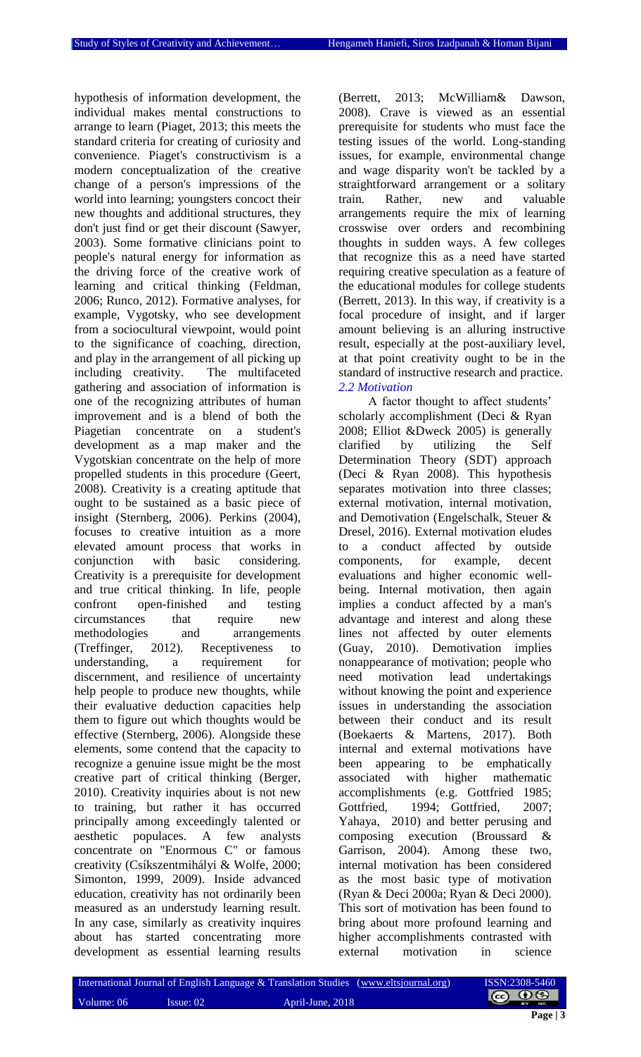hypothesis of information development, the individual makes mental constructions to arrange to learn (Piaget, 2013; this meets the standard criteria for creating of curiosity and convenience. Piaget's constructivism is a modern conceptualization of the creative change of a person's impressions of the world into learning; youngsters concoct their new thoughts and additional structures, they don't just find or get their discount (Sawyer, 2003). Some formative clinicians point to people's natural energy for information as the driving force of the creative work of learning and critical thinking (Feldman, 2006; Runco, 2012). Formative analyses, for example, Vygotsky, who see development from a sociocultural viewpoint, would point to the significance of coaching, direction, and play in the arrangement of all picking up including creativity. The multifaceted gathering and association of information is one of the recognizing attributes of human improvement and is a blend of both the Piagetian concentrate on a student's development as a map maker and the Vygotskian concentrate on the help of more propelled students in this procedure (Geert, 2008). Creativity is a creating aptitude that ought to be sustained as a basic piece of insight (Sternberg, 2006). Perkins (2004), focuses to creative intuition as a more elevated amount process that works in conjunction with basic considering. Creativity is a prerequisite for development and true critical thinking. In life, people confront open-finished and testing circumstances that require new methodologies and arrangements (Treffinger, 2012). Receptiveness to understanding, a requirement for discernment, and resilience of uncertainty help people to produce new thoughts, while their evaluative deduction capacities help them to figure out which thoughts would be effective (Sternberg, 2006). Alongside these elements, some contend that the capacity to recognize a genuine issue might be the most creative part of critical thinking (Berger, 2010). Creativity inquiries about is not new to training, but rather it has occurred principally among exceedingly talented or aesthetic populaces. A few analysts concentrate on "Enormous C" or famous creativity (Csíkszentmihályi & Wolfe, 2000; Simonton, 1999, 2009). Inside advanced education, creativity has not ordinarily been measured as an understudy learning result. In any case, similarly as creativity inquires about has started concentrating more development as essential learning results (Berrett, 2013; McWilliam& Dawson, 2008). Crave is viewed as an essential prerequisite for students who must face the testing issues of the world. Long-standing issues, for example, environmental change and wage disparity won't be tackled by a straightforward arrangement or a solitary train. Rather, new and valuable arrangements require the mix of learning crosswise over orders and recombining thoughts in sudden ways. A few colleges that recognize this as a need have started requiring creative speculation as a feature of the educational modules for college students (Berrett, 2013). In this way, if creativity is a focal procedure of insight, and if larger amount believing is an alluring instructive result, especially at the post-auxiliary level, at that point creativity ought to be in the standard of instructive research and practice.

### *2.2 Motivation*

A factor thought to affect students' scholarly accomplishment (Deci & Ryan 2008; Elliot &Dweck 2005) is generally clarified by utilizing the Self Determination Theory (SDT) approach (Deci & Ryan 2008). This hypothesis separates motivation into three classes; external motivation, internal motivation, and Demotivation (Engelschalk, Steuer & Dresel, 2016). External motivation eludes to a conduct affected by outside components, for example, decent evaluations and higher economic well-being. Internal motivation, then again implies a conduct affected by a man's advantage and interest and along these lines not affected by outer elements (Guay, 2010). Demotivation implies nonappearance of motivation; people who need motivation lead undertakings without knowing the point and experience issues in understanding the association between their conduct and its result (Boekaerts & Martens, 2017). Both internal and external motivations have been appearing to be emphatically associated with higher mathematic accomplishments (e.g. Gottfried 1985; Gottfried, 1994; Gottfried, 2007; Yahaya, 2010) and better perusing and composing execution (Broussard & Garrison, 2004). Among these two, internal motivation has been considered as the most basic type of motivation (Ryan & Deci 2000a; Ryan & Deci 2000). This sort of motivation has been found to bring about more profound learning and higher accomplishments contrasted with external motivation in science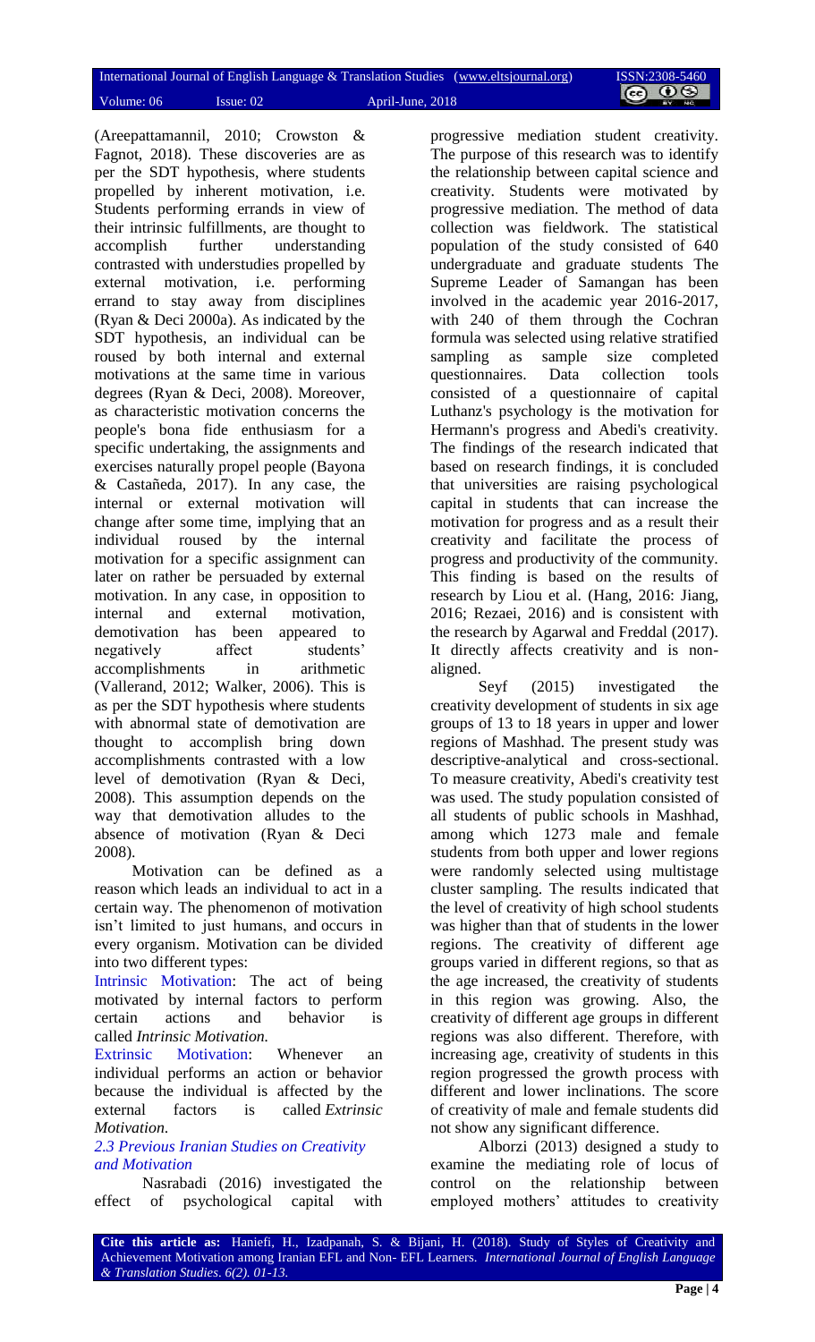(Areepattamannil, 2010; Crowston & Fagnot, 2018). These discoveries are as per the SDT hypothesis, where students propelled by inherent motivation, i.e. Students performing errands in view of their intrinsic fulfillments, are thought to accomplish further understanding contrasted with understudies propelled by external motivation, i.e. performing errand to stay away from disciplines (Ryan & Deci 2000a). As indicated by the SDT hypothesis, an individual can be roused by both internal and external motivations at the same time in various degrees (Ryan & Deci, 2008). Moreover, as characteristic motivation concerns the people's bona fide enthusiasm for a specific undertaking, the assignments and exercises naturally propel people (Bayona & Castañeda, 2017). In any case, the internal or external motivation will change after some time, implying that an individual roused by the internal motivation for a specific assignment can later on rather be persuaded by external motivation. In any case, in opposition to internal and external motivation, demotivation has been appeared to negatively affect students' accomplishments in arithmetic (Vallerand, 2012; Walker, 2006). This is as per the SDT hypothesis where students with abnormal state of demotivation are thought to accomplish bring down accomplishments contrasted with a low level of demotivation (Ryan & Deci, 2008). This assumption depends on the way that demotivation alludes to the absence of motivation (Ryan & Deci 2008).

Motivation can be defined as a reason which leads an individual to act in a certain way. The phenomenon of motivation isn't limited to just humans, and occurs in every organism. Motivation can be divided into two different types:

Intrinsic Motivation: The act of being motivated by internal factors to perform certain actions and behavior is called *Intrinsic Motivation.*

Extrinsic Motivation: Whenever an individual performs an action or behavior because the individual is affected by the external factors is called *Extrinsic Motivation*.

### *2.3 Previous Iranian Studies on Creativity and Motivation*

Nasrabadi (2016) investigated the effect of psychological capital with progressive mediation student creativity. The purpose of this research was to identify the relationship between capital science and creativity. Students were motivated by progressive mediation. The method of data collection was fieldwork. The statistical population of the study consisted of 640 undergraduate and graduate students The Supreme Leader of Samangan has been involved in the academic year 2016-2017, with 240 of them through the Cochran formula was selected using relative stratified sampling as sample size completed questionnaires. Data collection tools consisted of a questionnaire of capital Luthanz's psychology is the motivation for Hermann's progress and Abedi's creativity. The findings of the research indicated that based on research findings, it is concluded that universities are raising psychological capital in students that can increase the motivation for progress and as a result their creativity and facilitate the process of progress and productivity of the community. This finding is based on the results of research by Liou et al. (Hang, 2016: Jiang, 2016; Rezaei, 2016) and is consistent with the research by Agarwal and Freddal (2017). It directly affects creativity and is non-aligned.

Seyf (2015) investigated the creativity development of students in six age groups of 13 to 18 years in upper and lower regions of Mashhad. The present study was descriptive-analytical and cross-sectional. To measure creativity, Abedi's creativity test was used. The study population consisted of all students of public schools in Mashhad, among which 1273 male and female students from both upper and lower regions were randomly selected using multistage cluster sampling. The results indicated that the level of creativity of high school students was higher than that of students in the lower regions. The creativity of different age groups varied in different regions, so that as the age increased, the creativity of students in this region was growing. Also, the creativity of different age groups in different regions was also different. Therefore, with increasing age, creativity of students in this region progressed the growth process with different and lower inclinations. The score of creativity of male and female students did not show any significant difference.

Alborzi (2013) designed a study to examine the mediating role of locus of control on the relationship between employed mothers' attitudes to creativity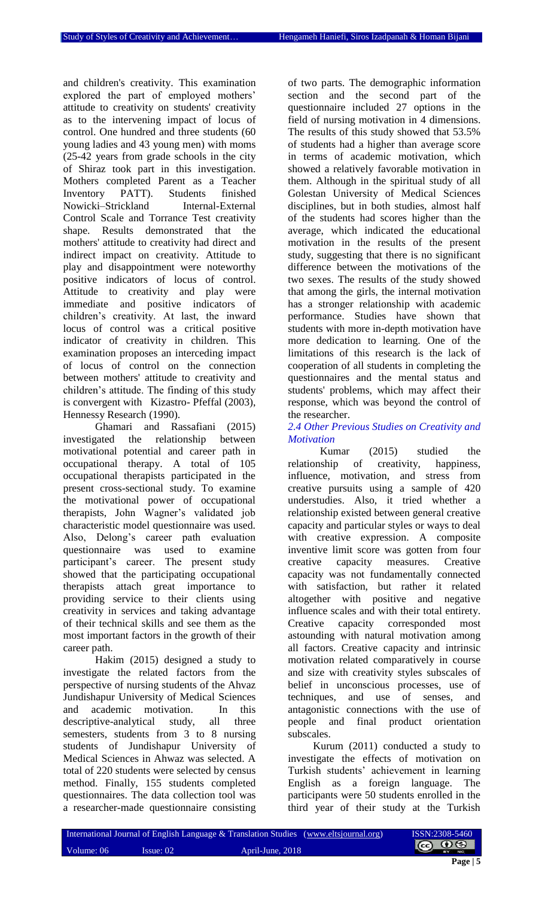and children's creativity. This examination explored the part of employed mothers' attitude to creativity on students' creativity as to the intervening impact of locus of control. One hundred and three students (60 young ladies and 43 young men) with moms (25-42 years from grade schools in the city of Shiraz took part in this investigation. Mothers completed Parent as a Teacher Inventory PATT). Students finished Nowicki–Strickland Internal-External Control Scale and Torrance Test creativity shape. Results demonstrated that the mothers' attitude to creativity had direct and indirect impact on creativity. Attitude to play and disappointment were noteworthy positive indicators of locus of control. Attitude to creativity and play were immediate and positive indicators of children's creativity. At last, the inward locus of control was a critical positive indicator of creativity in children. This examination proposes an interceding impact of locus of control on the connection between mothers' attitude to creativity and children's attitude. The finding of this study is convergent with Kizastro- Pfeffal (2003), Hennessy Research (1990).

Ghamari and Rassafiani (2015) investigated the relationship between motivational potential and career path in occupational therapy. A total of 105 occupational therapists participated in the present cross-sectional study. To examine the motivational power of occupational therapists, John Wagner's validated job characteristic model questionnaire was used. Also, Delong's career path evaluation questionnaire was used to examine participant's career. The present study showed that the participating occupational therapists attach great importance to providing service to their clients using creativity in services and taking advantage of their technical skills and see them as the most important factors in the growth of their career path.

Hakim (2015) designed a study to investigate the related factors from the perspective of nursing students of the Ahvaz Jundishapur University of Medical Sciences and academic motivation. In this descriptive-analytical study, all three semesters, students from 3 to 8 nursing students of Jundishapur University of Medical Sciences in Ahwaz was selected. A total of 220 students were selected by census method. Finally, 155 students completed questionnaires. The data collection tool was a researcher-made questionnaire consisting of two parts. The demographic information section and the second part of the questionnaire included 27 options in the field of nursing motivation in 4 dimensions. The results of this study showed that 53.5% of students had a higher than average score in terms of academic motivation, which showed a relatively favorable motivation in them. Although in the spiritual study of all Golestan University of Medical Sciences disciplines, but in both studies, almost half of the students had scores higher than the average, which indicated the educational motivation in the results of the present study, suggesting that there is no significant difference between the motivations of the two sexes. The results of the study showed that among the girls, the internal motivation has a stronger relationship with academic performance. Studies have shown that students with more in-depth motivation have more dedication to learning. One of the limitations of this research is the lack of cooperation of all students in completing the questionnaires and the mental status and students' problems, which may affect their response, which was beyond the control of the researcher.

### *2.4 Other Previous Studies on Creativity and Motivation*

Kumar (2015) studied the relationship of creativity, happiness, influence, motivation, and stress from creative pursuits using a sample of 420 understudies. Also, it tried whether a relationship existed between general creative capacity and particular styles or ways to deal with creative expression. A composite inventive limit score was gotten from four creative capacity measures. Creative capacity was not fundamentally connected with satisfaction, but rather it related altogether with positive and negative influence scales and with their total entirety. Creative capacity corresponded most astounding with natural motivation among all factors. Creative capacity and intrinsic motivation related comparatively in course and size with creativity styles subscales of belief in unconscious processes, use of techniques, and use of senses, and antagonistic connections with the use of people and final product orientation subscales.

Kurum (2011) conducted a study to investigate the effects of motivation on Turkish students' achievement in learning English as a foreign language. The participants were 50 students enrolled in the third year of their study at the Turkish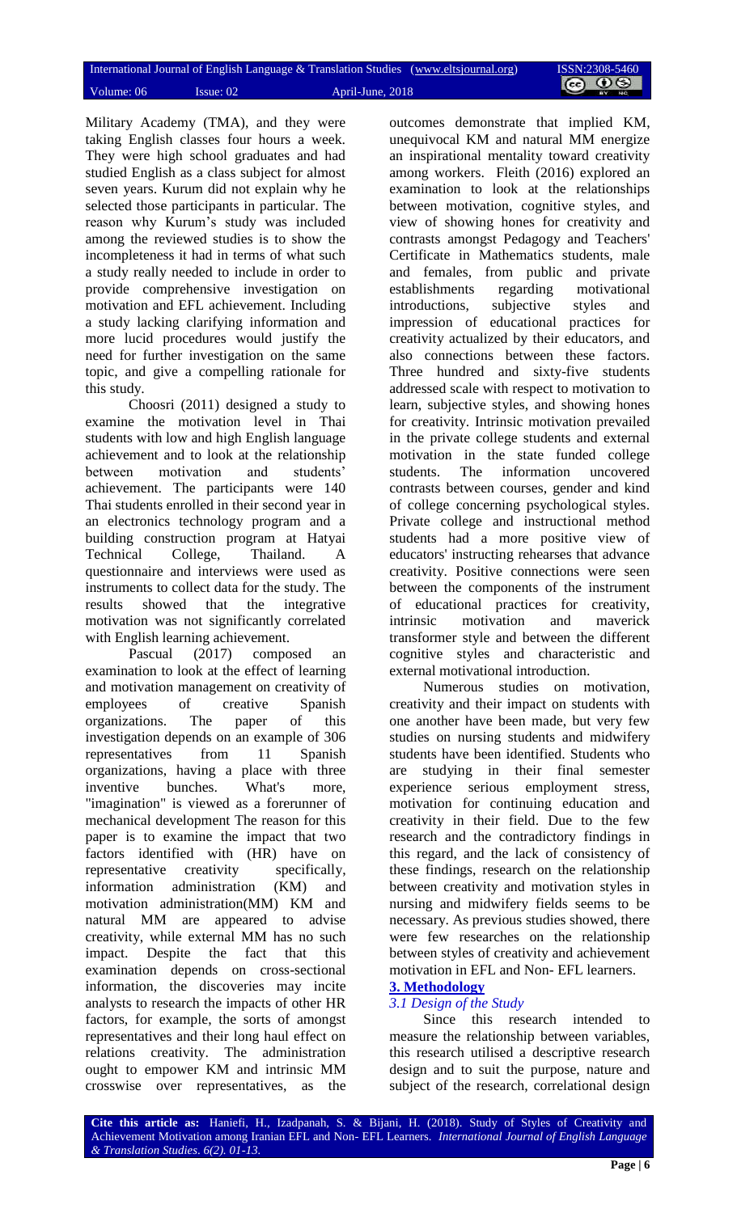Military Academy (TMA), and they were taking English classes four hours a week. They were high school graduates and had studied English as a class subject for almost seven years. Kurum did not explain why he selected those participants in particular. The reason why Kurum's study was included among the reviewed studies is to show the incompleteness it had in terms of what such a study really needed to include in order to provide comprehensive investigation on motivation and EFL achievement. Including a study lacking clarifying information and more lucid procedures would justify the need for further investigation on the same topic, and give a compelling rationale for this study.

Choosri (2011) designed a study to examine the motivation level in Thai students with low and high English language achievement and to look at the relationship between motivation and students' achievement. The participants were 140 Thai students enrolled in their second year in an electronics technology program and a building construction program at Hatyai Technical College, Thailand. A questionnaire and interviews were used as instruments to collect data for the study. The results showed that the integrative motivation was not significantly correlated with English learning achievement.

Pascual (2017) composed an examination to look at the effect of learning and motivation management on creativity of employees of creative Spanish organizations. The paper of this investigation depends on an example of 306 representatives from 11 Spanish organizations, having a place with three inventive bunches. What's more, "imagination" is viewed as a forerunner of mechanical development The reason for this paper is to examine the impact that two factors identified with (HR) have on representative creativity specifically, information administration (KM) and motivation administration(MM) KM and natural MM are appeared to advise creativity, while external MM has no such impact. Despite the fact that this examination depends on cross-sectional information, the discoveries may incite analysts to research the impacts of other HR factors, for example, the sorts of amongst representatives and their long haul effect on relations creativity. The administration ought to empower KM and intrinsic MM crosswise over representatives, as the outcomes demonstrate that implied KM, unequivocal KM and natural MM energize an inspirational mentality toward creativity among workers. Fleith (2016) explored an examination to look at the relationships between motivation, cognitive styles, and view of showing hones for creativity and contrasts amongst Pedagogy and Teachers' Certificate in Mathematics students, male and females, from public and private establishments regarding motivational introductions, subjective styles and impression of educational practices for creativity actualized by their educators, and also connections between these factors. Three hundred and sixty-five students addressed scale with respect to motivation to learn, subjective styles, and showing hones for creativity. Intrinsic motivation prevailed in the private college students and external motivation in the state funded college students. The information uncovered contrasts between courses, gender and kind of college concerning psychological styles. Private college and instructional method students had a more positive view of educators' instructing rehearses that advance creativity. Positive connections were seen between the components of the instrument of educational practices for creativity, intrinsic motivation and maverick transformer style and between the different cognitive styles and characteristic and external motivational introduction.

Numerous studies on motivation, creativity and their impact on students with one another have been made, but very few studies on nursing students and midwifery students have been identified. Students who are studying in their final semester experience serious employment stress, motivation for continuing education and creativity in their field. Due to the few research and the contradictory findings in this regard, and the lack of consistency of these findings, research on the relationship between creativity and motivation styles in nursing and midwifery fields seems to be necessary. As previous studies showed, there were few researches on the relationship between styles of creativity and achievement motivation in EFL and Non- EFL learners.

## 3. Methodology

### *3.1 Design of the Study*

Since this research intended to measure the relationship between variables, this research utilised a descriptive research design and to suit the purpose, nature and subject of the research, correlational design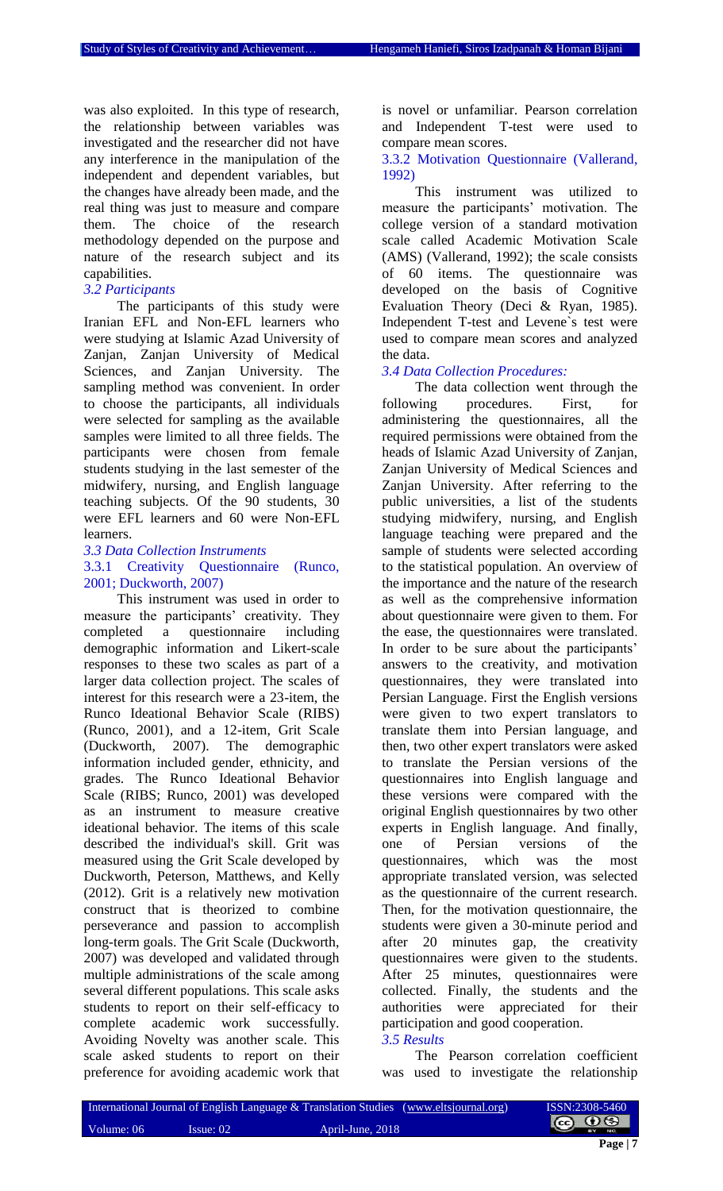was also exploited. In this type of research, the relationship between variables was investigated and the researcher did not have any interference in the manipulation of the independent and dependent variables, but the changes have already been made, and the real thing was just to measure and compare them. The choice of the research methodology depended on the purpose and nature of the research subject and its capabilities.

### *3.2 Participants*

The participants of this study were Iranian EFL and Non-EFL learners who were studying at Islamic Azad University of Zanjan, Zanjan University of Medical Sciences, and Zanjan University. The sampling method was convenient. In order to choose the participants, all individuals were selected for sampling as the available samples were limited to all three fields. The participants were chosen from female students studying in the last semester of the midwifery, nursing, and English language teaching subjects. Of the 90 students, 30 were EFL learners and 60 were Non-EFL learners.

### *3.3 Data Collection Instruments*

#### 3.3.1 Creativity Questionnaire (Runco, 2001; Duckworth, 2007)

This instrument was used in order to measure the participants' creativity. They completed a questionnaire including demographic information and Likert-scale responses to these two scales as part of a larger data collection project. The scales of interest for this research were a 23-item, the Runco Ideational Behavior Scale (RIBS) (Runco, 2001), and a 12-item, Grit Scale (Duckworth, 2007). The demographic information included gender, ethnicity, and grades. The Runco Ideational Behavior Scale (RIBS; Runco, 2001) was developed as an instrument to measure creative ideational behavior. The items of this scale described the individual's skill. Grit was measured using the Grit Scale developed by Duckworth, Peterson, Matthews, and Kelly (2012). Grit is a relatively new motivation construct that is theorized to combine perseverance and passion to accomplish long-term goals. The Grit Scale (Duckworth, 2007) was developed and validated through multiple administrations of the scale among several different populations. This scale asks students to report on their self-efficacy to complete academic work successfully. Avoiding Novelty was another scale. This scale asked students to report on their preference for avoiding academic work that is novel or unfamiliar. Pearson correlation and Independent T-test were used to compare mean scores.

#### 3.3.2 Motivation Questionnaire (Vallerand, 1992)

This instrument was utilized to measure the participants' motivation. The college version of a standard motivation scale called Academic Motivation Scale (AMS) (Vallerand, 1992); the scale consists of 60 items. The questionnaire was developed on the basis of Cognitive Evaluation Theory (Deci & Ryan, 1985). Independent T-test and Levene`s test were used to compare mean scores and analyzed the data.

### *3.4 Data Collection Procedures:*

The data collection went through the following procedures. First, for administering the questionnaires, all the required permissions were obtained from the heads of Islamic Azad University of Zanjan, Zanjan University of Medical Sciences and Zanjan University. After referring to the public universities, a list of the students studying midwifery, nursing, and English language teaching were prepared and the sample of students were selected according to the statistical population. An overview of the importance and the nature of the research as well as the comprehensive information about questionnaire were given to them. For the ease, the questionnaires were translated. In order to be sure about the participants' answers to the creativity, and motivation questionnaires, they were translated into Persian Language. First the English versions were given to two expert translators to translate them into Persian language, and then, two other expert translators were asked to translate the Persian versions of the questionnaires into English language and these versions were compared with the original English questionnaires by two other experts in English language. And finally, one of Persian versions of the questionnaires, which was the most appropriate translated version, was selected as the questionnaire of the current research. Then, for the motivation questionnaire, the students were given a 30-minute period and after 20 minutes gap, the creativity questionnaires were given to the students. After 25 minutes, questionnaires were collected. Finally, the students and the authorities were appreciated for their participation and good cooperation.

### *3.5 Results*

The Pearson correlation coefficient was used to investigate the relationship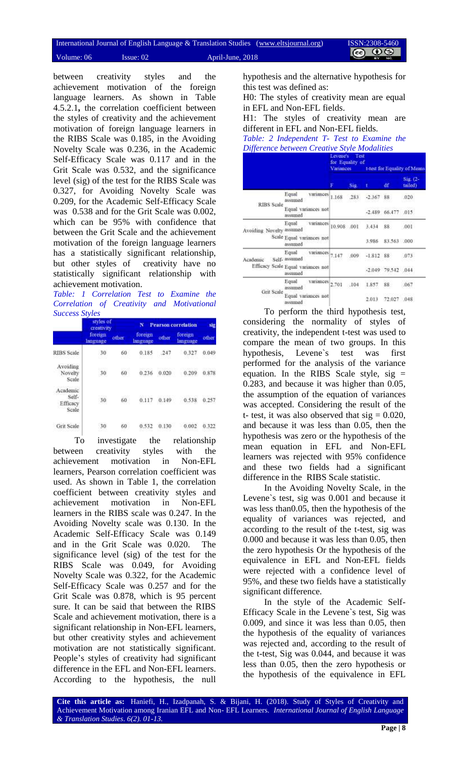between creativity styles and the achievement motivation of the foreign language learners. As shown in Table 4.5.2.1**,** the correlation coefficient between the styles of creativity and the achievement motivation of foreign language learners in the RIBS Scale was 0.185, in the Avoiding Novelty Scale was 0.236, in the Academic Self-Efficacy Scale was 0.117 and in the Grit Scale was 0.532, and the significance level (sig) of the test for the RIBS Scale was 0.327, for Avoiding Novelty Scale was 0.209, for the Academic Self-Efficacy Scale was 0.538 and for the Grit Scale was 0.002, which can be 95% with confidence that between the Grit Scale and the achievement motivation of the foreign language learners has a statistically significant relationship, but other styles of creativity have no statistically significant relationship with achievement motivation.

*Table: 1 Correlation Test to Examine the Correlation of Creativity and Motivational Success Styles*

| styles of creativity | N | | Pearson correlation | | sig | |
|---|---|---|---|---|---|---|
| | foreign language | other | foreign language | other | foreign language | other |
| RIBS Scale | 30 | 60 | 0.185 | .247 | 0.327 | 0.049 |
| Avoiding Novelty Scale | 30 | 60 | 0.236 | 0.020 | 0.209 | 0.878 |
| Academic Self-Efficacy Scale | 30 | 60 | 0.117 | 0.149 | 0.538 | 0.257 |
| Grit Scale | 30 | 60 | 0.532 | 0.130 | 0.002 | 0.322 |

To investigate the relationship between creativity styles with the achievement motivation in Non-EFL learners, Pearson correlation coefficient was used. As shown in Table 1, the correlation coefficient between creativity styles and achievement motivation in Non-EFL learners in the RIBS scale was 0.247. In the Avoiding Novelty scale was 0.130. In the Academic Self-Efficacy Scale was 0.149 and in the Grit Scale was 0.020. The significance level (sig) of the test for the RIBS Scale was 0.049, for Avoiding Novelty Scale was 0.322, for the Academic Self-Efficacy Scale was 0.257 and for the Grit Scale was 0.878, which is 95 percent sure. It can be said that between the RIBS Scale and achievement motivation, there is a significant relationship in Non-EFL learners, but other creativity styles and achievement motivation are not statistically significant. People's styles of creativity had significant difference in the EFL and Non-EFL learners. According to the hypothesis, the null hypothesis and the alternative hypothesis for this test was defined as:

H0: The styles of creativity mean are equal in EFL and Non-EFL fields.

H1: The styles of creativity mean are different in EFL and Non-EFL fields.

*Table: 2 Independent T- Test to Examine the Difference between Creative Style Modalities*

| | | Levene's Test for Equality of Variances | | t-test for Equality of Means | | |
|---|---|---|---|---|---|---|
| | | F | Sig. | t | df | Sig. (2-tailed) |
| RIBS Scale | Equal variances assumed | 1.168 | .283 | -2.367 | 88 | .020 |
| | Equal variances not assumed | | | -2.489 | 66.477 | .015 |
| Avoiding Novelty Scale | Equal variances assumed | 10.908 | .001 | 3.434 | 88 | .001 |
| | Equal variances not assumed | | | 3.986 | 83.563 | .000 |
| Academic Self-Efficacy Scale | Equal variances assumed | 7.147 | .009 | -1.812 | 88 | .073 |
| | Equal variances not assumed | | | -2.049 | 79.542 | .044 |
| Grit Scale | Equal variances assumed | 2.701 | .104 | 1.857 | 88 | .067 |
| | Equal variances not assumed | | | 2.013 | 72.027 | .048 |

To perform the third hypothesis test, considering the normality of styles of creativity, the independent t-test was used to compare the mean of two groups. In this hypothesis, Levene`s test was first performed for the analysis of the variance equation. In the RIBS Scale style, sig = 0.283, and because it was higher than 0.05, the assumption of the equation of variances was accepted. Considering the result of the t- test, it was also observed that sig = 0.020, and because it was less than 0.05, then the hypothesis was zero or the hypothesis of the mean equation in EFL and Non-EFL learners was rejected with 95% confidence and these two fields had a significant difference in the RIBS Scale statistic.

In the Avoiding Novelty Scale, in the Levene`s test, sig was 0.001 and because it was less than0.05, then the hypothesis of the equality of variances was rejected, and according to the result of the t-test, sig was 0.000 and because it was less than 0.05, then the zero hypothesis Or the hypothesis of the equivalence in EFL and Non-EFL fields were rejected with a confidence level of 95%, and these two fields have a statistically significant difference.

In the style of the Academic Self-Efficacy Scale in the Levene`s test, Sig was 0.009, and since it was less than 0.05, then the hypothesis of the equality of variances was rejected and, according to the result of the t-test, Sig was 0.044, and because it was less than 0.05, then the zero hypothesis or the hypothesis of the equivalence in EFL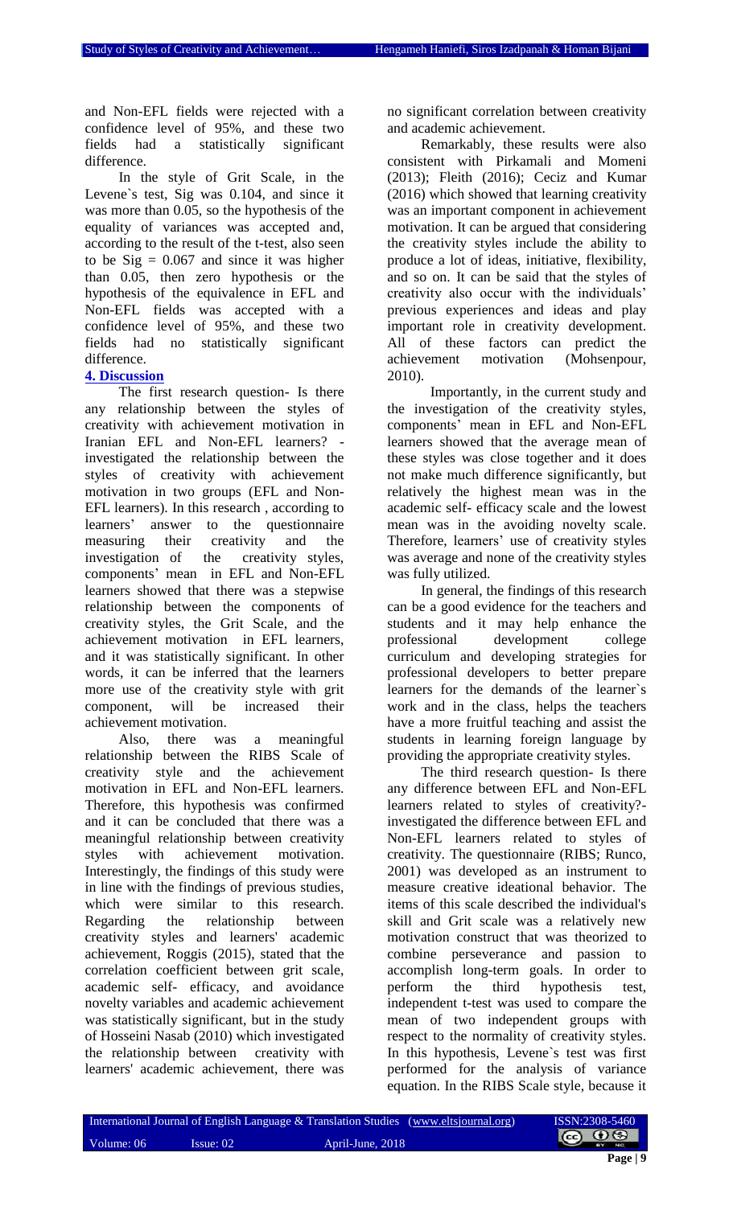and Non-EFL fields were rejected with a confidence level of 95%, and these two fields had a statistically significant difference.

In the style of Grit Scale, in the Levene`s test, Sig was 0.104, and since it was more than 0.05, so the hypothesis of the equality of variances was accepted and, according to the result of the t-test, also seen to be Sig = 0.067 and since it was higher than 0.05, then zero hypothesis or the hypothesis of the equivalence in EFL and Non-EFL fields was accepted with a confidence level of 95%, and these two fields had no statistically significant difference.

## 4. Discussion

The first research question- Is there any relationship between the styles of creativity with achievement motivation in Iranian EFL and Non-EFL learners? - investigated the relationship between the styles of creativity with achievement motivation in two groups (EFL and Non-EFL learners). In this research , according to learners' answer to the questionnaire measuring their creativity and the investigation of the creativity styles, components' mean in EFL and Non-EFL learners showed that there was a stepwise relationship between the components of creativity styles, the Grit Scale, and the achievement motivation in EFL learners, and it was statistically significant. In other words, it can be inferred that the learners more use of the creativity style with grit component, will be increased their achievement motivation.

Also, there was a meaningful relationship between the RIBS Scale of creativity style and the achievement motivation in EFL and Non-EFL learners. Therefore, this hypothesis was confirmed and it can be concluded that there was a meaningful relationship between creativity styles with achievement motivation. Interestingly, the findings of this study were in line with the findings of previous studies, which were similar to this research. Regarding the relationship between creativity styles and learners' academic achievement, Roggis (2015), stated that the correlation coefficient between grit scale, academic self- efficacy, and avoidance novelty variables and academic achievement was statistically significant, but in the study of Hosseini Nasab (2010) which investigated the relationship between creativity with learners' academic achievement, there was no significant correlation between creativity and academic achievement.

Remarkably, these results were also consistent with Pirkamali and Momeni (2013); Fleith (2016); Ceciz and Kumar (2016) which showed that learning creativity was an important component in achievement motivation. It can be argued that considering the creativity styles include the ability to produce a lot of ideas, initiative, flexibility, and so on. It can be said that the styles of creativity also occur with the individuals' previous experiences and ideas and play important role in creativity development. All of these factors can predict the achievement motivation (Mohsenpour, 2010).

Importantly, in the current study and the investigation of the creativity styles, components' mean in EFL and Non-EFL learners showed that the average mean of these styles was close together and it does not make much difference significantly, but relatively the highest mean was in the academic self- efficacy scale and the lowest mean was in the avoiding novelty scale. Therefore, learners' use of creativity styles was average and none of the creativity styles was fully utilized.

In general, the findings of this research can be a good evidence for the teachers and students and it may help enhance the professional development college curriculum and developing strategies for professional developers to better prepare learners for the demands of the learner`s work and in the class, helps the teachers have a more fruitful teaching and assist the students in learning foreign language by providing the appropriate creativity styles.

The third research question- Is there any difference between EFL and Non-EFL learners related to styles of creativity?- investigated the difference between EFL and Non-EFL learners related to styles of creativity. The questionnaire (RIBS; Runco, 2001) was developed as an instrument to measure creative ideational behavior. The items of this scale described the individual's skill and Grit scale was a relatively new motivation construct that was theorized to combine perseverance and passion to accomplish long-term goals. In order to perform the third hypothesis test, independent t-test was used to compare the mean of two independent groups with respect to the normality of creativity styles. In this hypothesis, Levene`s test was first performed for the analysis of variance equation. In the RIBS Scale style, because it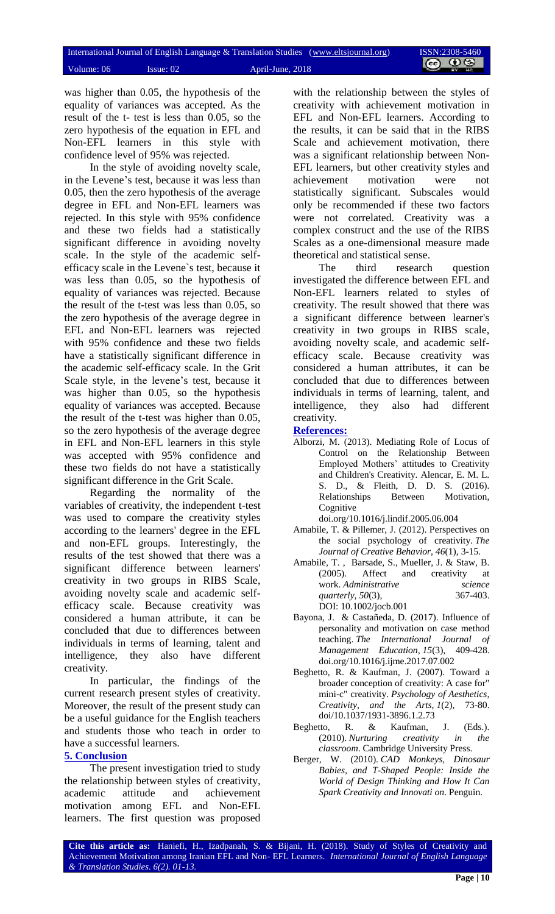was higher than 0.05, the hypothesis of the equality of variances was accepted. As the result of the t- test is less than 0.05, so the zero hypothesis of the equation in EFL and Non-EFL learners in this style with confidence level of 95% was rejected.

In the style of avoiding novelty scale, in the Levene's test, because it was less than 0.05, then the zero hypothesis of the average degree in EFL and Non-EFL learners was rejected. In this style with 95% confidence and these two fields had a statistically significant difference in avoiding novelty scale. In the style of the academic self-efficacy scale in the Levene`s test, because it was less than 0.05, so the hypothesis of equality of variances was rejected. Because the result of the t-test was less than 0.05, so the zero hypothesis of the average degree in EFL and Non-EFL learners was rejected with 95% confidence and these two fields have a statistically significant difference in the academic self-efficacy scale. In the Grit Scale style, in the levene's test, because it was higher than 0.05, so the hypothesis equality of variances was accepted. Because the result of the t-test was higher than 0.05, so the zero hypothesis of the average degree in EFL and Non-EFL learners in this style was accepted with 95% confidence and these two fields do not have a statistically significant difference in the Grit Scale.

Regarding the normality of the variables of creativity, the independent t-test was used to compare the creativity styles according to the learners' degree in the EFL and non-EFL groups. Interestingly, the results of the test showed that there was a significant difference between learners' creativity in two groups in RIBS Scale, avoiding novelty scale and academic self-efficacy scale. Because creativity was considered a human attribute, it can be concluded that due to differences between individuals in terms of learning, talent and intelligence, they also have different creativity.

In particular, the findings of the current research present styles of creativity. Moreover, the result of the present study can be a useful guidance for the English teachers and students those who teach in order to have a successful learners.

## 5. Conclusion

The present investigation tried to study the relationship between styles of creativity, academic attitude and achievement motivation among EFL and Non-EFL learners. The first question was proposed with the relationship between the styles of creativity with achievement motivation in EFL and Non-EFL learners. According to the results, it can be said that in the RIBS Scale and achievement motivation, there was a significant relationship between Non-EFL learners, but other creativity styles and achievement motivation were not statistically significant. Subscales would only be recommended if these two factors were not correlated. Creativity was a complex construct and the use of the RIBS Scales as a one-dimensional measure made theoretical and statistical sense.

The third research question investigated the difference between EFL and Non-EFL learners related to styles of creativity. The result showed that there was a significant difference between learner's creativity in two groups in RIBS scale, avoiding novelty scale, and academic self-efficacy scale. Because creativity was considered a human attributes, it can be concluded that due to differences between individuals in terms of learning, talent, and intelligence, they also had different creativity.

## References:

Alborzi, M. (2013). Mediating Role of Locus of Control on the Relationship Between Employed Mothers' attitudes to Creativity and Children's Creativity. Alencar, E. M. L. S. D., & Fleith, D. D. S. (2016). Relationships Between Motivation, Cognitive doi.org/10.1016/j.lindif.2005.06.004

Amabile, T. & Pillemer, J. (2012). Perspectives on the social psychology of creativity. *The Journal of Creative Behavior*, *46*(1), 3-15.

Amabile, T. , Barsade, S., Mueller, J. & Staw, B. (2005). Affect and creativity at work. *Administrative science quarterly*, *50*(3), 367-403. DOI: 10.1002/jocb.001

Bayona, J. & Castañeda, D. (2017). Influence of personality and motivation on case method teaching. *The International Journal of Management Education*, *15*(3), 409-428. doi.org/10.1016/j.ijme.2017.07.002

Beghetto, R. & Kaufman, J. (2007). Toward a broader conception of creativity: A case for" mini-c" creativity. *Psychology of Aesthetics, Creativity, and the Arts*, *1*(2), 73-80. doi/10.1037/1931-3896.1.2.73

Beghetto, R. & Kaufman, J. (Eds.). (2010). *Nurturing creativity in the classroom*. Cambridge University Press.

Berger, W. (2010). *CAD Monkeys, Dinosaur Babies, and T-Shaped People: Inside the World of Design Thinking and How It Can Spark Creativity and Innovati on*. Penguin.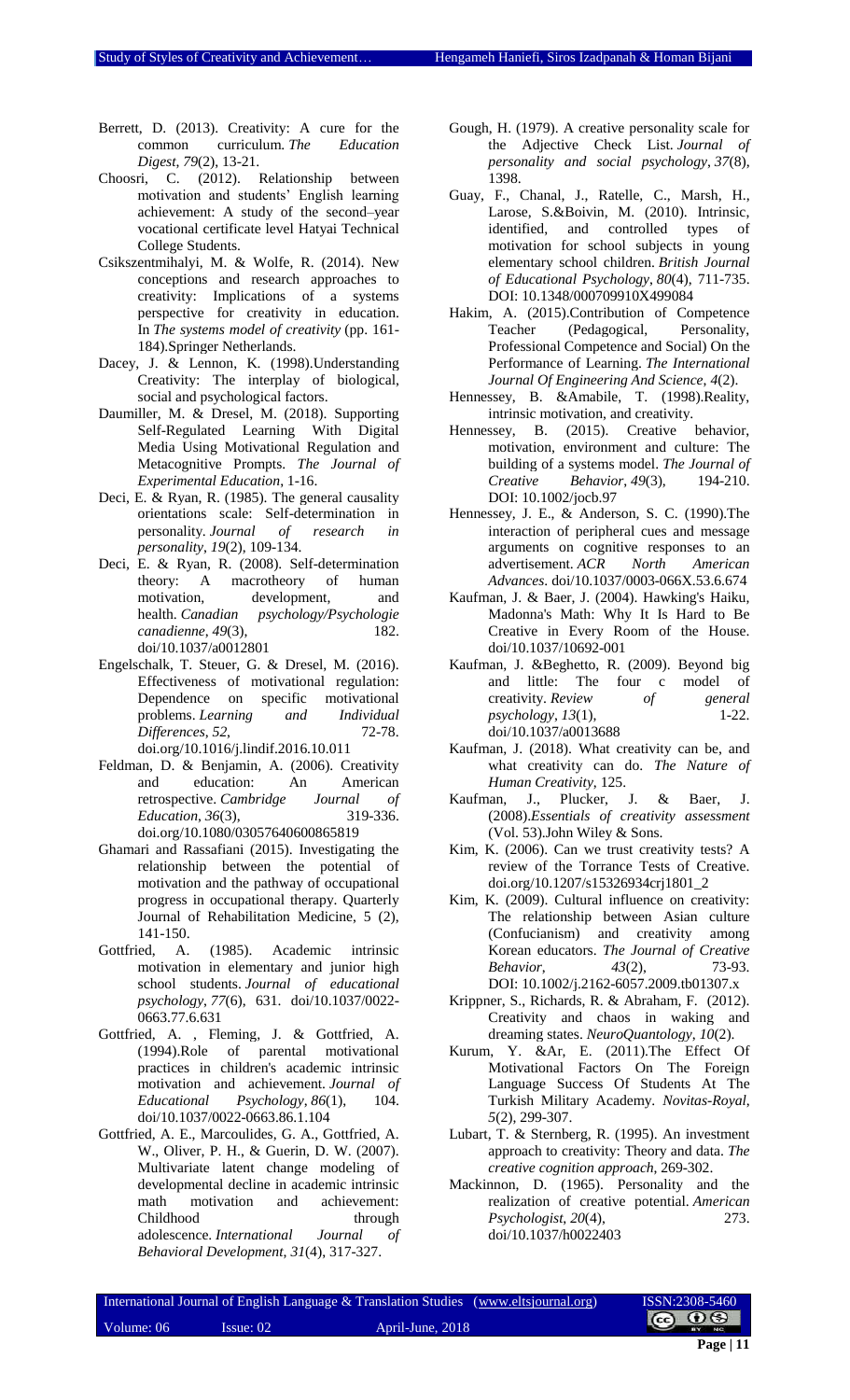Berrett, D. (2013). Creativity: A cure for the common curriculum. *The Education Digest*, *79*(2), 13-21.

Choosri, C. (2012). Relationship between motivation and students' English learning achievement: A study of the second–year vocational certificate level Hatyai Technical College Students.

Csikszentmihalyi, M. & Wolfe, R. (2014). New conceptions and research approaches to creativity: Implications of a systems perspective for creativity in education. In *The systems model of creativity* (pp. 161-184).Springer Netherlands.

Dacey, J. & Lennon, K. (1998).Understanding Creativity: The interplay of biological, social and psychological factors.

Daumiller, M. & Dresel, M. (2018). Supporting Self-Regulated Learning With Digital Media Using Motivational Regulation and Metacognitive Prompts. *The Journal of Experimental Education*, 1-16.

Deci, E. & Ryan, R. (1985). The general causality orientations scale: Self-determination in personality. *Journal of research in personality*, *19*(2), 109-134.

Deci, E. & Ryan, R. (2008). Self-determination theory: A macrotheory of human motivation, development, and health. *Canadian psychology/Psychologie canadienne*, *49*(3), 182. doi/10.1037/a0012801

Engelschalk, T. Steuer, G. & Dresel, M. (2016). Effectiveness of motivational regulation: Dependence on specific motivational problems. *Learning and Individual Differences*, *52*, 72-78. doi.org/10.1016/j.lindif.2016.10.011

Feldman, D. & Benjamin, A. (2006). Creativity and education: An American retrospective. *Cambridge Journal of Education*, *36*(3), 319-336. doi.org/10.1080/03057640600865819

Ghamari and Rassafiani (2015). Investigating the relationship between the potential of motivation and the pathway of occupational progress in occupational therapy. Quarterly Journal of Rehabilitation Medicine, 5 (2), 141-150.

Gottfried, A. (1985). Academic intrinsic motivation in elementary and junior high school students. *Journal of educational psychology*, *77*(6), 631. doi/10.1037/0022-0663.77.6.631

Gottfried, A. , Fleming, J. & Gottfried, A. (1994).Role of parental motivational practices in children's academic intrinsic motivation and achievement. *Journal of Educational Psychology*, *86*(1), 104. doi/10.1037/0022-0663.86.1.104

Gottfried, A. E., Marcoulides, G. A., Gottfried, A. W., Oliver, P. H., & Guerin, D. W. (2007). Multivariate latent change modeling of developmental decline in academic intrinsic math motivation and achievement: Childhood through adolescence. *International Journal of Behavioral Development*, *31*(4), 317-327.

Gough, H. (1979). A creative personality scale for the Adjective Check List. *Journal of personality and social psychology*, *37*(8), 1398.

Guay, F., Chanal, J., Ratelle, C., Marsh, H., Larose, S.&Boivin, M. (2010). Intrinsic, identified, and controlled types of motivation for school subjects in young elementary school children. *British Journal of Educational Psychology*, *80*(4), 711-735. DOI: 10.1348/000709910X499084

Hakim, A. (2015).Contribution of Competence Teacher (Pedagogical, Personality, Professional Competence and Social) On the Performance of Learning. *The International Journal Of Engineering And Science*, *4*(2).

Hennessey, B. &Amabile, T. (1998).Reality, intrinsic motivation, and creativity.

Hennessey, B. (2015). Creative behavior, motivation, environment and culture: The building of a systems model. *The Journal of Creative Behavior*, *49*(3), 194-210. DOI: 10.1002/jocb.97

Hennessey, J. E., & Anderson, S. C. (1990).The interaction of peripheral cues and message arguments on cognitive responses to an advertisement. *ACR North American Advances*. doi/10.1037/0003-066X.53.6.674

Kaufman, J. & Baer, J. (2004). Hawking's Haiku, Madonna's Math: Why It Is Hard to Be Creative in Every Room of the House. doi/10.1037/10692-001

Kaufman, J. &Beghetto, R. (2009). Beyond big and little: The four c model of creativity. *Review of general psychology*, *13*(1), 1-22. doi/10.1037/a0013688

Kaufman, J. (2018). What creativity can be, and what creativity can do. *The Nature of Human Creativity*, 125.

Kaufman, J., Plucker, J. & Baer, J. (2008).*Essentials of creativity assessment* (Vol. 53).John Wiley & Sons.

Kim, K. (2006). Can we trust creativity tests? A review of the Torrance Tests of Creative. doi.org/10.1207/s15326934crj1801_2

Kim, K. (2009). Cultural influence on creativity: The relationship between Asian culture (Confucianism) and creativity among Korean educators. *The Journal of Creative Behavior*, *43*(2), 73-93. DOI: 10.1002/j.2162-6057.2009.tb01307.x

Krippner, S., Richards, R. & Abraham, F. (2012). Creativity and chaos in waking and dreaming states. *NeuroQuantology*, *10*(2).

Kurum, Y. &Ar, E. (2011).The Effect Of Motivational Factors On The Foreign Language Success Of Students At The Turkish Military Academy. *Novitas-Royal*, *5*(2), 299-307.

Lubart, T. & Sternberg, R. (1995). An investment approach to creativity: Theory and data. *The creative cognition approach*, 269-302.

Mackinnon, D. (1965). Personality and the realization of creative potential. *American Psychologist*, *20*(4), 273. doi/10.1037/h0022403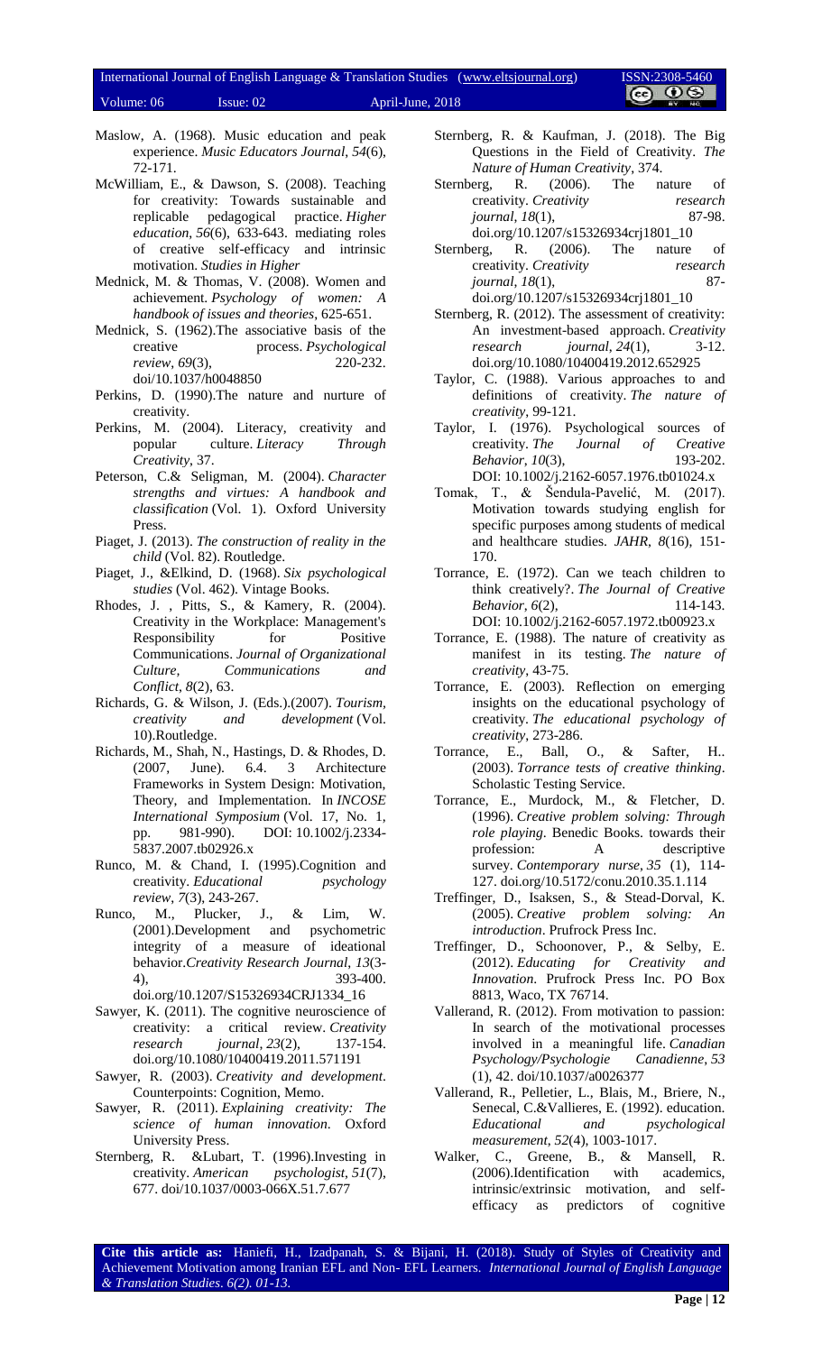Maslow, A. (1968). Music education and peak experience. *Music Educators Journal*, *54*(6), 72-171.

McWilliam, E., & Dawson, S. (2008). Teaching for creativity: Towards sustainable and replicable pedagogical practice. *Higher education*, *56*(6), 633-643. mediating roles of creative self-efficacy and intrinsic motivation. *Studies in Higher*

Mednick, M. & Thomas, V. (2008). Women and achievement. *Psychology of women: A handbook of issues and theories*, 625-651.

Mednick, S. (1962).The associative basis of the creative process. *Psychological review*, *69*(3), 220-232. doi/10.1037/h0048850

Perkins, D. (1990).The nature and nurture of creativity.

Perkins, M. (2004). Literacy, creativity and popular culture. *Literacy Through Creativity*, 37.

Peterson, C.& Seligman, M. (2004). *Character strengths and virtues: A handbook and classification* (Vol. 1). Oxford University Press.

Piaget, J. (2013). *The construction of reality in the child* (Vol. 82). Routledge.

Piaget, J., &Elkind, D. (1968). *Six psychological studies* (Vol. 462). Vintage Books.

Rhodes, J. , Pitts, S., & Kamery, R. (2004). Creativity in the Workplace: Management's Responsibility for Positive Communications. *Journal of Organizational Culture, Communications and Conflict*, *8*(2), 63.

Richards, G. & Wilson, J. (Eds.).(2007). *Tourism, creativity and development* (Vol. 10).Routledge.

Richards, M., Shah, N., Hastings, D. & Rhodes, D. (2007, June). 6.4. 3 Architecture Frameworks in System Design: Motivation, Theory, and Implementation. In *INCOSE International Symposium* (Vol. 17, No. 1, pp. 981-990). DOI: 10.1002/j.2334-5837.2007.tb02926.x

Runco, M. & Chand, I. (1995).Cognition and creativity. *Educational psychology review*, *7*(3), 243-267.

Runco, M., Plucker, J., & Lim, W. (2001).Development and psychometric integrity of a measure of ideational behavior.*Creativity Research Journal*, *13*(3-4), 393-400. doi.org/10.1207/S15326934CRJ1334_16

Sawyer, K. (2011). The cognitive neuroscience of creativity: a critical review. *Creativity research journal*, *23*(2), 137-154. doi.org/10.1080/10400419.2011.571191

Sawyer, R. (2003). *Creativity and development*. Counterpoints: Cognition, Memo.

Sawyer, R. (2011). *Explaining creativity: The science of human innovation*. Oxford University Press.

Sternberg, R. &Lubart, T. (1996).Investing in creativity. *American psychologist*, *51*(7), 677. doi/10.1037/0003-066X.51.7.677

Sternberg, R. & Kaufman, J. (2018). The Big Questions in the Field of Creativity. *The Nature of Human Creativity*, 374.

Sternberg, R. (2006). The nature of creativity. *Creativity research journal*, *18*(1), 87-98. doi.org/10.1207/s15326934crj1801_10

Sternberg, R. (2006). The nature of creativity. *Creativity research journal*, *18*(1), 87- doi.org/10.1207/s15326934crj1801_10

Sternberg, R. (2012). The assessment of creativity: An investment-based approach. *Creativity research journal*, *24*(1), 3-12. doi.org/10.1080/10400419.2012.652925

Taylor, C. (1988). Various approaches to and definitions of creativity. *The nature of creativity*, 99-121.

Taylor, I. (1976). Psychological sources of creativity. *The Journal of Creative Behavior*, *10*(3), 193-202. DOI: 10.1002/j.2162-6057.1976.tb01024.x

Tomak, T., & Šendula-Pavelić, M. (2017). Motivation towards studying english for specific purposes among students of medical and healthcare studies. *JAHR*, *8*(16), 151-170.

Torrance, E. (1972). Can we teach children to think creatively?. *The Journal of Creative Behavior*, *6*(2), 114-143. DOI: 10.1002/j.2162-6057.1972.tb00923.x

Torrance, E. (1988). The nature of creativity as manifest in its testing. *The nature of creativity*, 43-75.

Torrance, E. (2003). Reflection on emerging insights on the educational psychology of creativity. *The educational psychology of creativity*, 273-286.

Torrance, E., Ball, O., & Safter, H.. (2003). *Torrance tests of creative thinking*. Scholastic Testing Service.

Torrance, E., Murdock, M., & Fletcher, D. (1996). *Creative problem solving: Through role playing*. Benedic Books. towards their profession: A descriptive survey. *Contemporary nurse*, *35* (1), 114-127. doi.org/10.5172/conu.2010.35.1.114

Treffinger, D., Isaksen, S., & Stead-Dorval, K. (2005). *Creative problem solving: An introduction*. Prufrock Press Inc.

Treffinger, D., Schoonover, P., & Selby, E. (2012). *Educating for Creativity and Innovation*. Prufrock Press Inc. PO Box 8813, Waco, TX 76714.

Vallerand, R. (2012). From motivation to passion: In search of the motivational processes involved in a meaningful life. *Canadian Psychology/Psychologie Canadienne*, *53* (1), 42. doi/10.1037/a0026377

Vallerand, R., Pelletier, L., Blais, M., Briere, N., Senecal, C.&Vallieres, E. (1992). education. *Educational and psychological measurement*, *52*(4), 1003-1017.

Walker, C., Greene, B., & Mansell, R. (2006).Identification with academics, intrinsic/extrinsic motivation, and self-efficacy as predictors of cognitive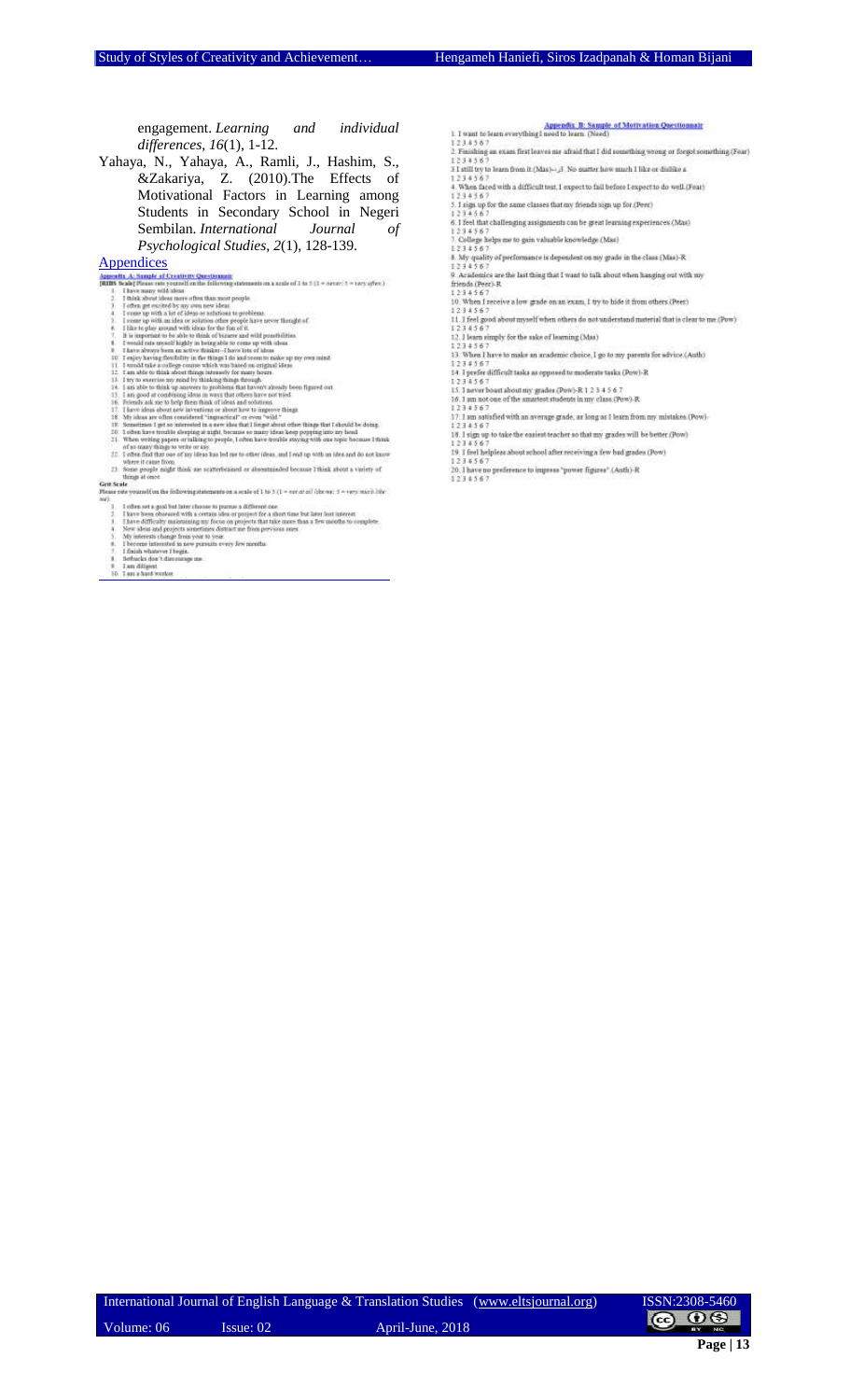engagement. *Learning and individual differences*, *16*(1), 1-12.

Yahaya, N., Yahaya, A., Ramli, J., Hashim, S., &Zakariya, Z. (2010).The Effects of Motivational Factors in Learning among Students in Secondary School in Negeri Sembilan. *International Journal of Psychological Studies*, *2*(1), 128-139.

## Appendices

**Appendix A: Sample of Creativity Questionnair**

**[RIBS Scale]** Please rate yourself on the following statements on a scale of 1 to 5 (1 = never; 5 = very often.)

1. I have many wild ideas.
2. I think about ideas more often than most people.
3. I often get excited by my own new ideas.
4. I come up with a lot of ideas or solutions to problems.
5. I come up with an idea or solution other people have never thought of.
6. I like to play around with ideas for the fun of it.
7. It is important to be able to think of bizarre and wild possibilities.
8. I would rate myself highly in being able to come up with ideas.
9. I have always been an active thinker--I have lots of ideas.
10. I enjoy having flexibility in the things I do and room to make up my own mind.
11. I would take a college course which was based on original ideas.
12. I am able to think about things intensely for many hours.
13. I try to exercise my mind by thinking things through.
14. I am able to think up answers to problems that haven't already been figured out.
15. I am good at combining ideas in ways that others have not tried.
16. Friends ask me to help them think of ideas and solutions.
17. I have ideas about new inventions or about how to improve things.
18. My ideas are often considered "impractical" or even "wild."
19. Sometimes I get so interested in a new idea that I forget about other things that I should be doing.
20. I often have trouble sleeping at night, because so many ideas keep popping into my head.
21. When writing papers or talking to people, I often have trouble staying with one topic because I think of so many things to write or say.
22. I often find that one of my ideas has led me to other ideas, and I end up with an idea and do not know where it came from.
23. Some people might think me scatterbrained or absentminded because I think about a variety of things at once.

**Grit Scale**

Please rate yourself on the following statements on a scale of 1 to 5 (1 = not at all like me; 5 = very much like me).

1. I often set a goal but later choose to pursue a different one.
2. I have been obsessed with a certain idea or project for a short time but later lost interest.
3. I have difficulty maintaining my focus on projects that take more than a few months to complete.
4. New ideas and projects sometimes distract me from previous ones.
5. My interests change from year to year.
6. I become interested in new pursuits every few months.
7. I finish whatever I begin.
8. Setbacks don't discourage me.
9. I am diligent.
10. I am a hard worker.

**Appendix B: Sample of Motivation Questionnair**

1. I want to learn everything I need to learn. (Need)
1 2 3 4 5 6 7
2. Finishing an exam first leaves me afraid that I did something wrong or forgot something.(Fear)
1 2 3 4 5 6 7
3 I still try to learn from it.(Mas)--,,I . No matter how much I like or dislike a
1 2 3 4 5 6 7
4. When faced with a difficult test, I expect to fail before I expect to do well.(Fear)
1 2 3 4 5 6 7
5. I sign up for the same classes that my friends sign up for.(Peer)
1 2 3 4 5 6 7
6. I feel that challenging assignments can be great learning experiences.(Mas)
1 2 3 4 5 6 7
7. College helps me to gain valuable knowledge.(Mas)
1 2 3 4 5 6 7
8. My quality of performance is dependent on my grade in the class.(Mas)-R
1 2 3 4 5 6 7
9. Academics are the last thing that I want to talk about when hanging out with my friends.(Peer)-R
1 2 3 4 5 6 7
10. When I receive a low grade on an exam, I try to hide it from others.(Peer)
1 2 3 4 5 6 7
11. I feel good about myself when others do not understand material that is clear to me.(Pow)
1 2 3 4 5 6 7
12. I learn simply for the sake of learning.(Mas)
1 2 3 4 5 6 7
13. When I have to make an academic choice, I go to my parents for advice.(Auth)
1 2 3 4 5 6 7
14. I prefer difficult tasks as opposed to moderate tasks.(Pow)-R
1 2 3 4 5 6 7
15. I never boast about my grades.(Pow)-R 1 2 3 4 5 6 7
16. I am not one of the smartest students in my class.(Pow)-R
1 2 3 4 5 6 7
17. I am satisfied with an average grade, as long as I learn from my mistakes.(Pow)-
1 2 3 4 5 6 7
18. I sign up to take the easiest teacher so that my grades will be better.(Pow)
1 2 3 4 5 6 7
19. I feel helpless about school after receiving a few bad grades.(Pow)
1 2 3 4 5 6 7
20. I have no preference to impress "power figures".(Auth)-R
1 2 3 4 5 6 7